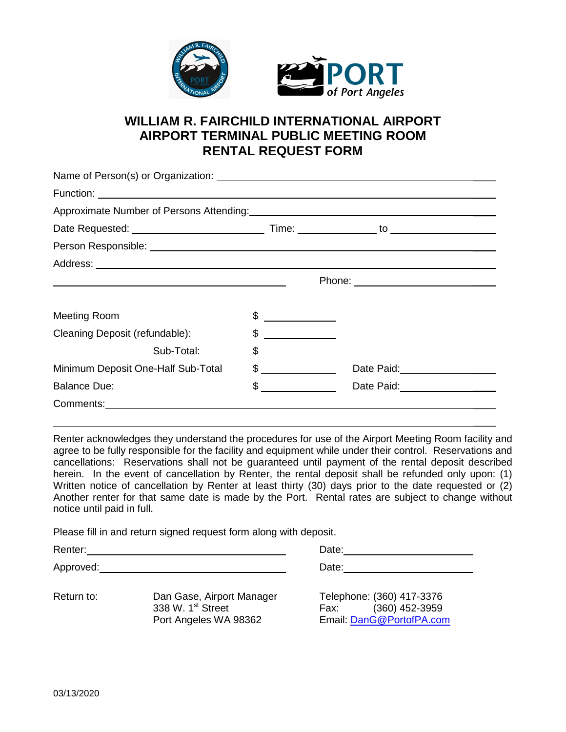# WILLIAM R. FAIRCHILD INTERNATIONAL AIRPORT
# AIRPORT TERMINAL PUBLIC MEETING ROOM
# RENTAL REQUEST FORM

Name of Person(s) or Organization: ______________________________________________

Function: ______________________________________________

Approximate Number of Persons Attending: ______________________________________________

Date Requested: ____________________ Time: ______________ to ______________

Person Responsible: ______________________________________________

Address: ______________________________________________

______________________________________ Phone: ______________________

| | | |
|---|---|---|
| Meeting Room | $ __________ | |
| Cleaning Deposit (refundable): | $ __________ | |
| Sub-Total: | $ __________ | |
| Minimum Deposit One-Half Sub-Total | $ __________ | Date Paid: __________ |
| Balance Due: | $ __________ | Date Paid: __________ |

Comments: ______________________________________________

______________________________________________

Renter acknowledges they understand the procedures for use of the Airport Meeting Room facility and agree to be fully responsible for the facility and equipment while under their control. Reservations and cancellations: Reservations shall not be guaranteed until payment of the rental deposit described herein. In the event of cancellation by Renter, the rental deposit shall be refunded only upon: (1) Written notice of cancellation by Renter at least thirty (30) days prior to the date requested or (2) Another renter for that same date is made by the Port. Rental rates are subject to change without notice until paid in full.

Please fill in and return signed request form along with deposit.

Renter: ______________________________ Date: ______________________

Approved: ______________________________ Date: ______________________

Return to:

Dan Gase, Airport Manager
338 W. 1st Street
Port Angeles WA 98362

Telephone: (360) 417-3376
Fax: (360) 452-3959
Email: DanG@PortofPA.com

03/13/2020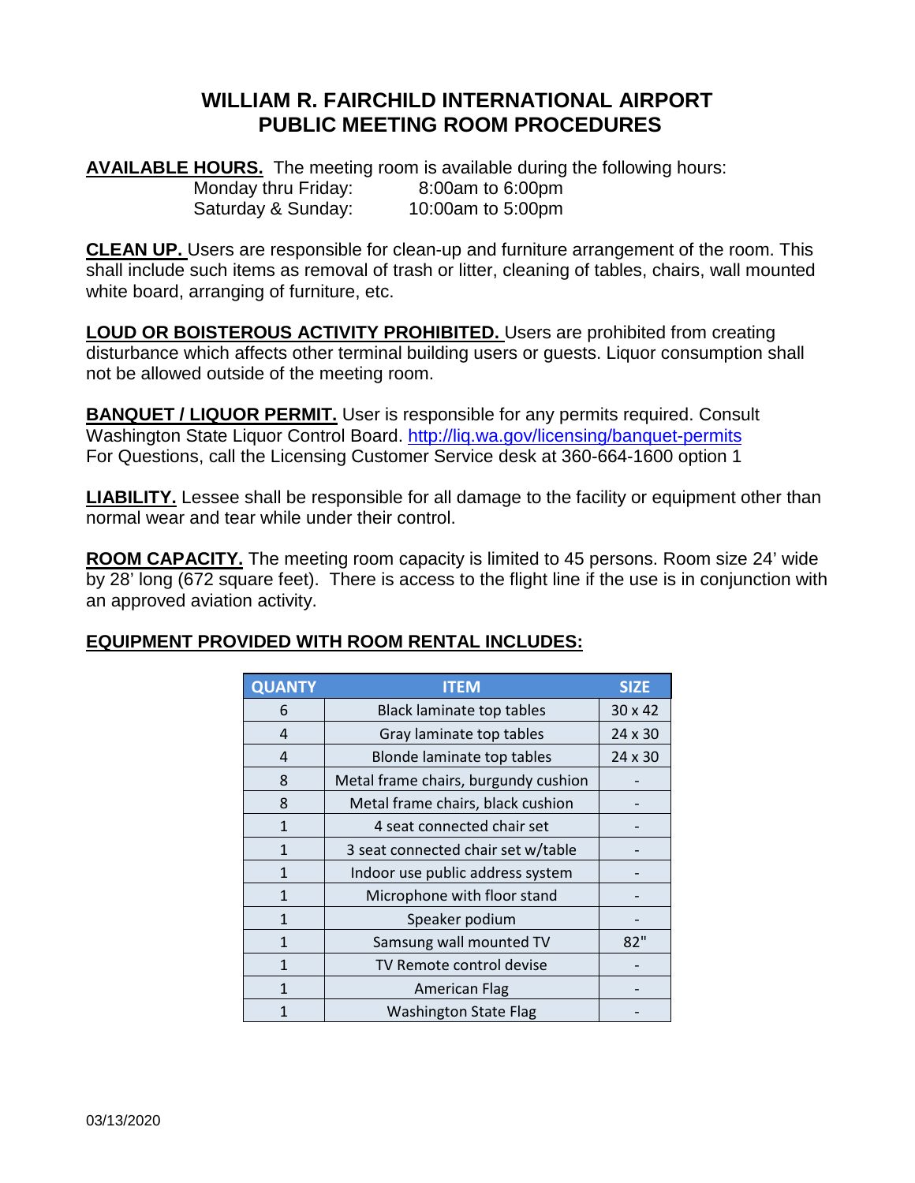# WILLIAM R. FAIRCHILD INTERNATIONAL AIRPORT
# PUBLIC MEETING ROOM PROCEDURES

**AVAILABLE HOURS.** The meeting room is available during the following hours:

| | |
|---|---|
| Monday thru Friday: | 8:00am to 6:00pm |
| Saturday & Sunday: | 10:00am to 5:00pm |

**CLEAN UP.** Users are responsible for clean-up and furniture arrangement of the room. This shall include such items as removal of trash or litter, cleaning of tables, chairs, wall mounted white board, arranging of furniture, etc.

**LOUD OR BOISTEROUS ACTIVITY PROHIBITED.** Users are prohibited from creating disturbance which affects other terminal building users or guests. Liquor consumption shall not be allowed outside of the meeting room.

**BANQUET / LIQUOR PERMIT.** User is responsible for any permits required. Consult Washington State Liquor Control Board. http://liq.wa.gov/licensing/banquet-permits For Questions, call the Licensing Customer Service desk at 360-664-1600 option 1

**LIABILITY.** Lessee shall be responsible for all damage to the facility or equipment other than normal wear and tear while under their control.

**ROOM CAPACITY.** The meeting room capacity is limited to 45 persons. Room size 24' wide by 28' long (672 square feet). There is access to the flight line if the use is in conjunction with an approved aviation activity.

**EQUIPMENT PROVIDED WITH ROOM RENTAL INCLUDES:**

| QUANTY | ITEM | SIZE |
|---|---|---|
| 6 | Black laminate top tables | 30 x 42 |
| 4 | Gray laminate top tables | 24 x 30 |
| 4 | Blonde laminate top tables | 24 x 30 |
| 8 | Metal frame chairs, burgundy cushion | - |
| 8 | Metal frame chairs, black cushion | - |
| 1 | 4 seat connected chair set | - |
| 1 | 3 seat connected chair set w/table | - |
| 1 | Indoor use public address system | - |
| 1 | Microphone with floor stand | - |
| 1 | Speaker podium | - |
| 1 | Samsung wall mounted TV | 82" |
| 1 | TV Remote control devise | - |
| 1 | American Flag | - |
| 1 | Washington State Flag | - |

03/13/2020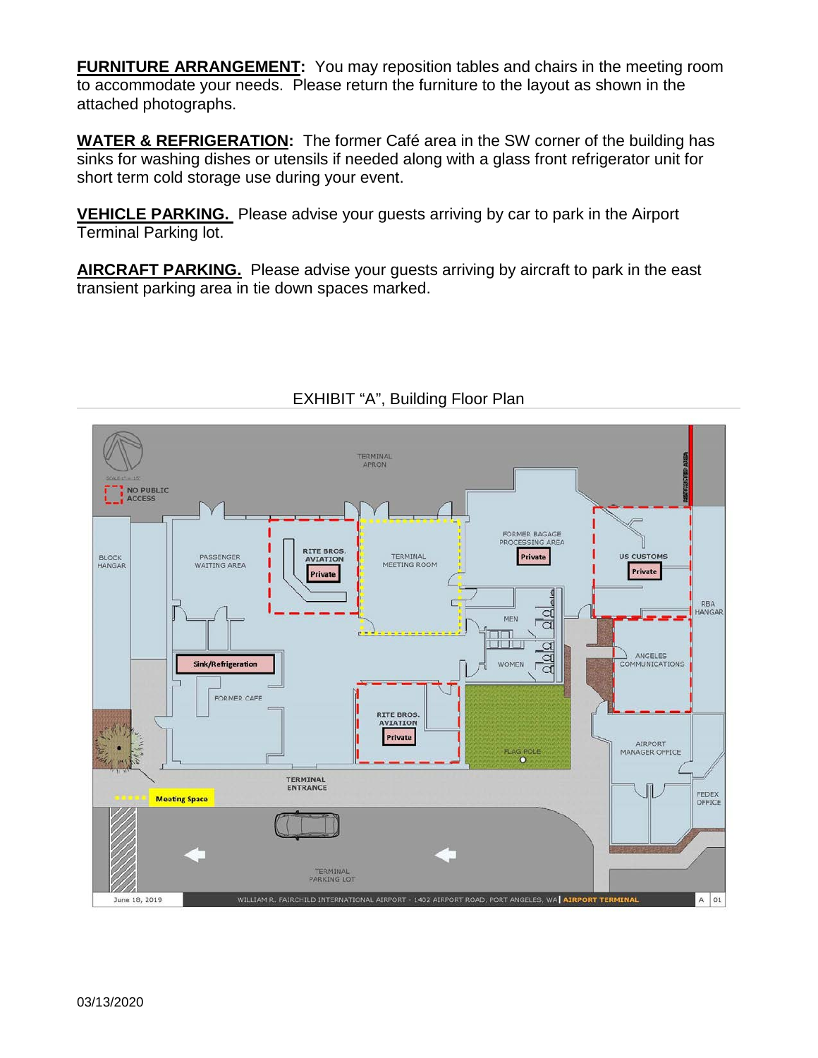**FURNITURE ARRANGEMENT:** You may reposition tables and chairs in the meeting room to accommodate your needs. Please return the furniture to the layout as shown in the attached photographs.

**WATER & REFRIGERATION:** The former Café area in the SW corner of the building has sinks for washing dishes or utensils if needed along with a glass front refrigerator unit for short term cold storage use during your event.

**VEHICLE PARKING.** Please advise your guests arriving by car to park in the Airport Terminal Parking lot.

**AIRCRAFT PARKING.** Please advise your guests arriving by aircraft to park in the east transient parking area in tie down spaces marked.

EXHIBIT "A", Building Floor Plan

NO PUBLIC ACCESS

TERMINAL APRON

BLOCK HANGAR

PASSENGER WAITING AREA

RITE BROS. AVIATION Private

TERMINAL MEETING ROOM

FORMER BAGAGE PROCESSING AREA Private

US CUSTOMS Private

RBA HANGAR

MEN

WOMEN

ANGELES COMMUNICATIONS

Sink/Refrigeration

FORMER CAFE

RITE BROS. AVIATION Private

FLAG POLE

AIRPORT MANAGER OFFICE

TERMINAL ENTRANCE

Meeting Space

FEDEX OFFICE

TERMINAL PARKING LOT

June 18, 2019

WILLIAM R. FAIRCHILD INTERNATIONAL AIRPORT - 1402 AIRPORT ROAD, PORT ANGELES, WA | AIRPORT TERMINAL

A 01

03/13/2020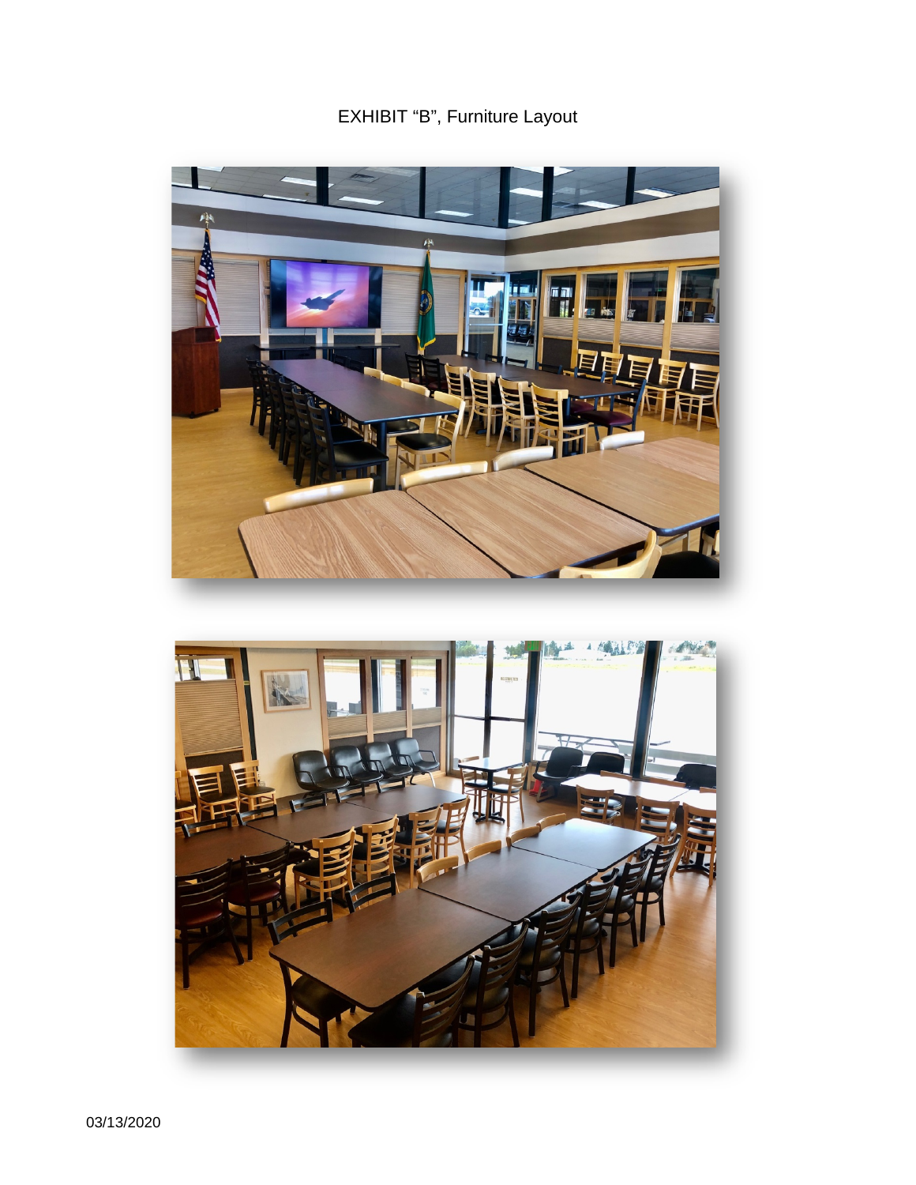EXHIBIT "B", Furniture Layout

03/13/2020